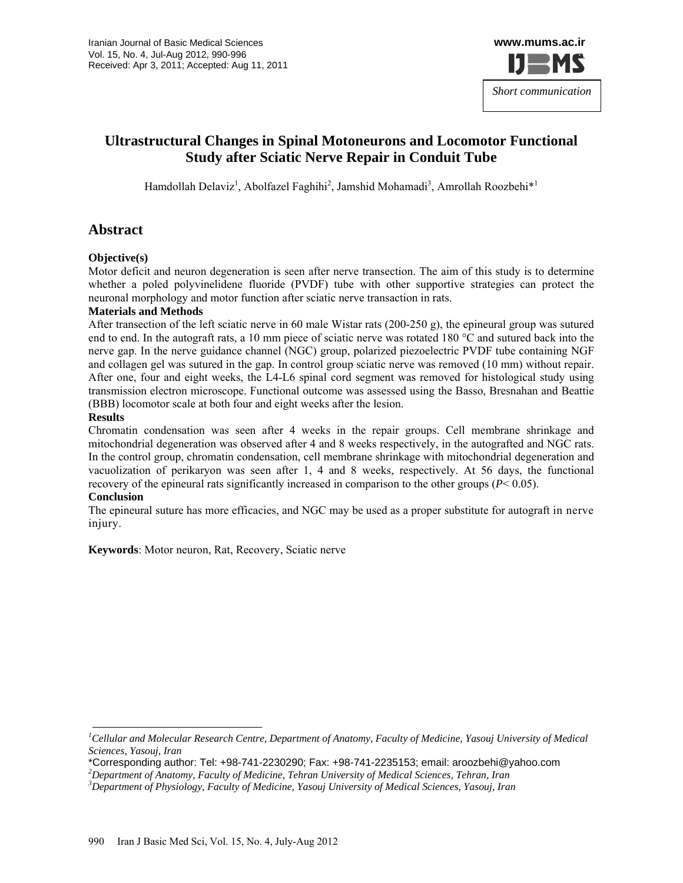Short communication

# Ultrastructural Changes in Spinal Motoneurons and Locomotor Functional Study after Sciatic Nerve Repair in Conduit Tube

Hamdollah Delaviz[1], Abolfazel Faghihi[2], Jamshid Mohamadi[3], Amrollah Roozbehi*[1]

## Abstract

**Objective(s)**

Motor deficit and neuron degeneration is seen after nerve transection. The aim of this study is to determine whether a poled polyvinelidene fluoride (PVDF) tube with other supportive strategies can protect the neuronal morphology and motor function after sciatic nerve transaction in rats.

**Materials and Methods**

After transection of the left sciatic nerve in 60 male Wistar rats (200-250 g), the epineural group was sutured end to end. In the autograft rats, a 10 mm piece of sciatic nerve was rotated 180 °C and sutured back into the nerve gap. In the nerve guidance channel (NGC) group, polarized piezoelectric PVDF tube containing NGF and collagen gel was sutured in the gap. In control group sciatic nerve was removed (10 mm) without repair. After one, four and eight weeks, the L4-L6 spinal cord segment was removed for histological study using transmission electron microscope. Functional outcome was assessed using the Basso, Bresnahan and Beattie (BBB) locomotor scale at both four and eight weeks after the lesion.

**Results**

Chromatin condensation was seen after 4 weeks in the repair groups. Cell membrane shrinkage and mitochondrial degeneration was observed after 4 and 8 weeks respectively, in the autografted and NGC rats. In the control group, chromatin condensation, cell membrane shrinkage with mitochondrial degeneration and vacuolization of perikaryon was seen after 1, 4 and 8 weeks, respectively. At 56 days, the functional recovery of the epineural rats significantly increased in comparison to the other groups ($P< 0.05$).

**Conclusion**

The epineural suture has more efficacies, and NGC may be used as a proper substitute for autograft in nerve injury.

**Keywords**: Motor neuron, Rat, Recovery, Sciatic nerve

---

[1] *Cellular and Molecular Research Centre, Department of Anatomy, Faculty of Medicine, Yasouj University of Medical Sciences, Yasouj, Iran*

*Corresponding author: Tel: +98-741-2230290; Fax: +98-741-2235153; email: aroozbehi@yahoo.com

[2] *Department of Anatomy, Faculty of Medicine, Tehran University of Medical Sciences, Tehran, Iran*

[3] *Department of Physiology, Faculty of Medicine, Yasouj University of Medical Sciences, Yasouj, Iran*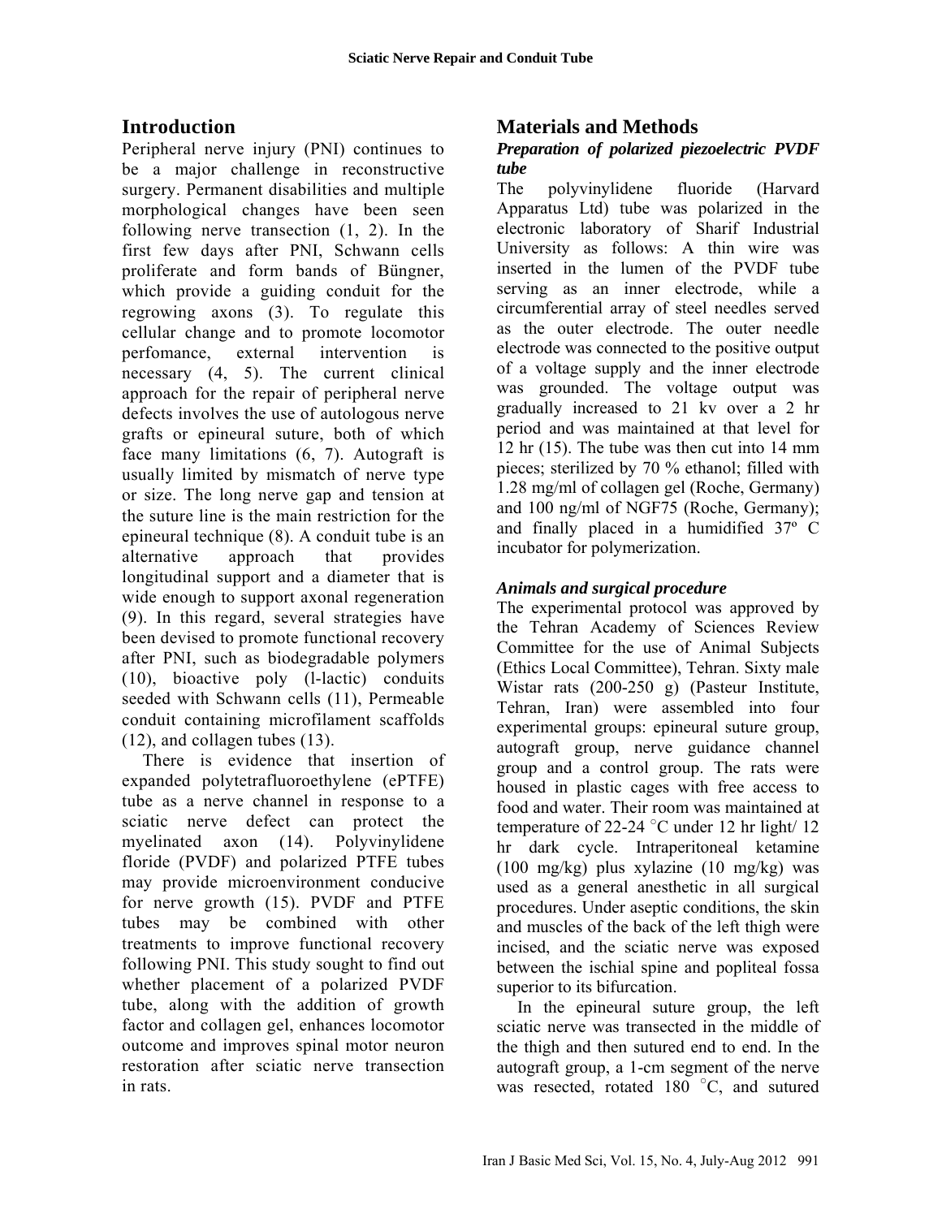## Introduction

Peripheral nerve injury (PNI) continues to be a major challenge in reconstructive surgery. Permanent disabilities and multiple morphological changes have been seen following nerve transection (1, 2). In the first few days after PNI, Schwann cells proliferate and form bands of Büngner, which provide a guiding conduit for the regrowing axons (3). To regulate this cellular change and to promote locomotor perfomance, external intervention is necessary (4, 5). The current clinical approach for the repair of peripheral nerve defects involves the use of autologous nerve grafts or epineural suture, both of which face many limitations (6, 7). Autograft is usually limited by mismatch of nerve type or size. The long nerve gap and tension at the suture line is the main restriction for the epineural technique (8). A conduit tube is an alternative approach that provides longitudinal support and a diameter that is wide enough to support axonal regeneration (9). In this regard, several strategies have been devised to promote functional recovery after PNI, such as biodegradable polymers (10), bioactive poly (l-lactic) conduits seeded with Schwann cells (11), Permeable conduit containing microfilament scaffolds (12), and collagen tubes (13).

There is evidence that insertion of expanded polytetrafluoroethylene (ePTFE) tube as a nerve channel in response to a sciatic nerve defect can protect the myelinated axon (14). Polyvinylidene floride (PVDF) and polarized PTFE tubes may provide microenvironment conducive for nerve growth (15). PVDF and PTFE tubes may be combined with other treatments to improve functional recovery following PNI. This study sought to find out whether placement of a polarized PVDF tube, along with the addition of growth factor and collagen gel, enhances locomotor outcome and improves spinal motor neuron restoration after sciatic nerve transection in rats.

## Materials and Methods

### *Preparation of polarized piezoelectric PVDF tube*

The polyvinylidene fluoride (Harvard Apparatus Ltd) tube was polarized in the electronic laboratory of Sharif Industrial University as follows: A thin wire was inserted in the lumen of the PVDF tube serving as an inner electrode, while a circumferential array of steel needles served as the outer electrode. The outer needle electrode was connected to the positive output of a voltage supply and the inner electrode was grounded. The voltage output was gradually increased to 21 kv over a 2 hr period and was maintained at that level for 12 hr (15). The tube was then cut into 14 mm pieces; sterilized by 70 % ethanol; filled with 1.28 mg/ml of collagen gel (Roche, Germany) and 100 ng/ml of NGF75 (Roche, Germany); and finally placed in a humidified 37º C incubator for polymerization.

### *Animals and surgical procedure*

The experimental protocol was approved by the Tehran Academy of Sciences Review Committee for the use of Animal Subjects (Ethics Local Committee), Tehran. Sixty male Wistar rats (200-250 g) (Pasteur Institute, Tehran, Iran) were assembled into four experimental groups: epineural suture group, autograft group, nerve guidance channel group and a control group. The rats were housed in plastic cages with free access to food and water. Their room was maintained at temperature of 22-24 °C under 12 hr light/ 12 hr dark cycle. Intraperitoneal ketamine (100 mg/kg) plus xylazine (10 mg/kg) was used as a general anesthetic in all surgical procedures. Under aseptic conditions, the skin and muscles of the back of the left thigh were incised, and the sciatic nerve was exposed between the ischial spine and popliteal fossa superior to its bifurcation.

In the epineural suture group, the left sciatic nerve was transected in the middle of the thigh and then sutured end to end. In the autograft group, a 1-cm segment of the nerve was resected, rotated 180 °C, and sutured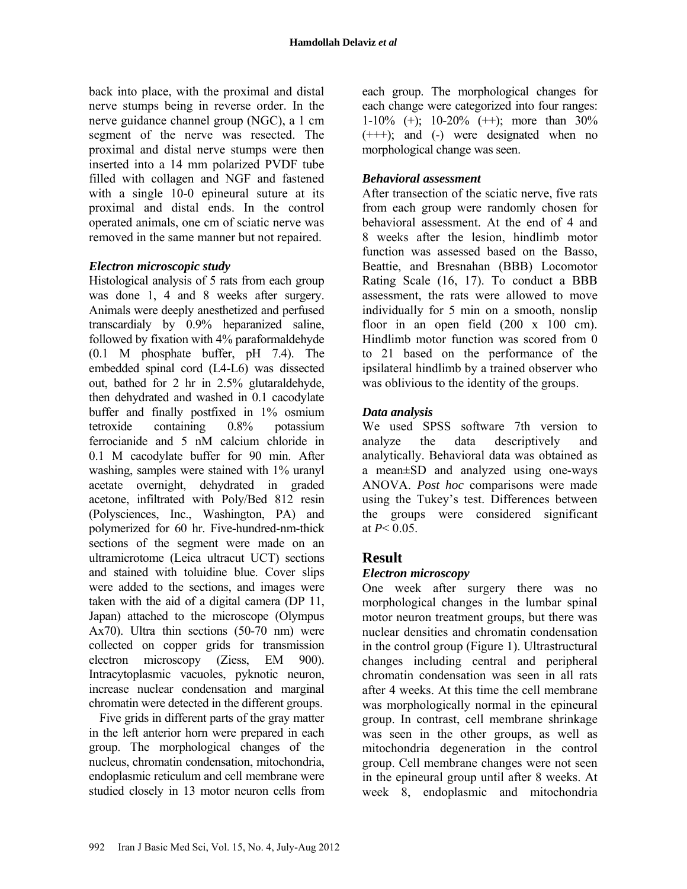back into place, with the proximal and distal nerve stumps being in reverse order. In the nerve guidance channel group (NGC), a 1 cm segment of the nerve was resected. The proximal and distal nerve stumps were then inserted into a 14 mm polarized PVDF tube filled with collagen and NGF and fastened with a single 10-0 epineural suture at its proximal and distal ends. In the control operated animals, one cm of sciatic nerve was removed in the same manner but not repaired.

### *Electron microscopic study*

Histological analysis of 5 rats from each group was done 1, 4 and 8 weeks after surgery. Animals were deeply anesthetized and perfused transcardialy by 0.9% heparanized saline, followed by fixation with 4% paraformaldehyde (0.1 M phosphate buffer, pH 7.4). The embedded spinal cord (L4-L6) was dissected out, bathed for 2 hr in 2.5% glutaraldehyde, then dehydrated and washed in 0.1 cacodylate buffer and finally postfixed in 1% osmium tetroxide containing 0.8% potassium ferrocianide and 5 nM calcium chloride in 0.1 M cacodylate buffer for 90 min. After washing, samples were stained with 1% uranyl acetate overnight, dehydrated in graded acetone, infiltrated with Poly/Bed 812 resin (Polysciences, Inc., Washington, PA) and polymerized for 60 hr. Five-hundred-nm-thick sections of the segment were made on an ultramicrotome (Leica ultracut UCT) sections and stained with toluidine blue. Cover slips were added to the sections, and images were taken with the aid of a digital camera (DP 11, Japan) attached to the microscope (Olympus Ax70). Ultra thin sections (50-70 nm) were collected on copper grids for transmission electron microscopy (Ziess, EM 900). Intracytoplasmic vacuoles, pyknotic neuron, increase nuclear condensation and marginal chromatin were detected in the different groups.

Five grids in different parts of the gray matter in the left anterior horn were prepared in each group. The morphological changes of the nucleus, chromatin condensation, mitochondria, endoplasmic reticulum and cell membrane were studied closely in 13 motor neuron cells from each group. The morphological changes for each change were categorized into four ranges: 1-10% (+); 10-20% (++); more than 30% (+++); and (-) were designated when no morphological change was seen.

### *Behavioral assessment*

After transection of the sciatic nerve, five rats from each group were randomly chosen for behavioral assessment. At the end of 4 and 8 weeks after the lesion, hindlimb motor function was assessed based on the Basso, Beattie, and Bresnahan (BBB) Locomotor Rating Scale (16, 17). To conduct a BBB assessment, the rats were allowed to move individually for 5 min on a smooth, nonslip floor in an open field (200 x 100 cm). Hindlimb motor function was scored from 0 to 21 based on the performance of the ipsilateral hindlimb by a trained observer who was oblivious to the identity of the groups.

### *Data analysis*

We used SPSS software 7th version to analyze the data descriptively and analytically. Behavioral data was obtained as a mean±SD and analyzed using one-ways ANOVA. *Post hoc* comparisons were made using the Tukey's test. Differences between the groups were considered significant at $P < 0.05$.

## Result

### *Electron microscopy*

One week after surgery there was no morphological changes in the lumbar spinal motor neuron treatment groups, but there was nuclear densities and chromatin condensation in the control group (Figure 1). Ultrastructural changes including central and peripheral chromatin condensation was seen in all rats after 4 weeks. At this time the cell membrane was morphologically normal in the epineural group. In contrast, cell membrane shrinkage was seen in the other groups, as well as mitochondria degeneration in the control group. Cell membrane changes were not seen in the epineural group until after 8 weeks. At week 8, endoplasmic and mitochondria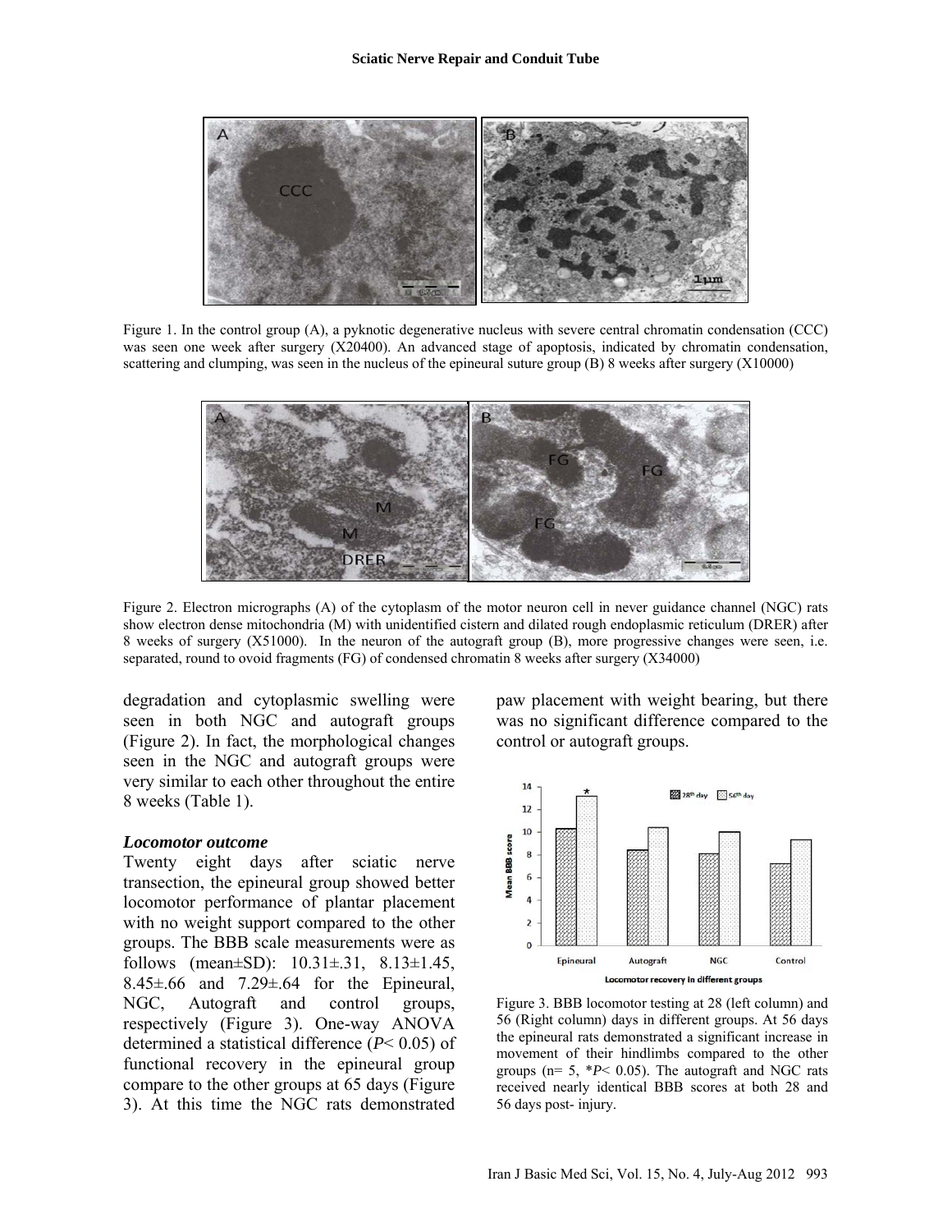Figure 1. In the control group (A), a pyknotic degenerative nucleus with severe central chromatin condensation (CCC) was seen one week after surgery (X20400). An advanced stage of apoptosis, indicated by chromatin condensation, scattering and clumping, was seen in the nucleus of the epineural suture group (B) 8 weeks after surgery (X10000)

Figure 2. Electron micrographs (A) of the cytoplasm of the motor neuron cell in never guidance channel (NGC) rats show electron dense mitochondria (M) with unidentified cistern and dilated rough endoplasmic reticulum (DRER) after 8 weeks of surgery (X51000). In the neuron of the autograft group (B), more progressive changes were seen, i.e. separated, round to ovoid fragments (FG) of condensed chromatin 8 weeks after surgery (X34000)

degradation and cytoplasmic swelling were seen in both NGC and autograft groups (Figure 2). In fact, the morphological changes seen in the NGC and autograft groups were very similar to each other throughout the entire 8 weeks (Table 1).

### *Locomotor outcome*

Twenty eight days after sciatic nerve transection, the epineural group showed better locomotor performance of plantar placement with no weight support compared to the other groups. The BBB scale measurements were as follows (mean±SD): 10.31±.31, 8.13±1.45, 8.45±.66 and 7.29±.64 for the Epineural, NGC, Autograft and control groups, respectively (Figure 3). One-way ANOVA determined a statistical difference ($P< 0.05$) of functional recovery in the epineural group compare to the other groups at 65 days (Figure 3). At this time the NGC rats demonstrated paw placement with weight bearing, but there was no significant difference compared to the control or autograft groups.

Figure 3. BBB locomotor testing at 28 (left column) and 56 (Right column) days in different groups. At 56 days the epineural rats demonstrated a significant increase in movement of their hindlimbs compared to the other groups (n= 5, *$P< 0.05$). The autograft and NGC rats received nearly identical BBB scores at both 28 and 56 days post- injury.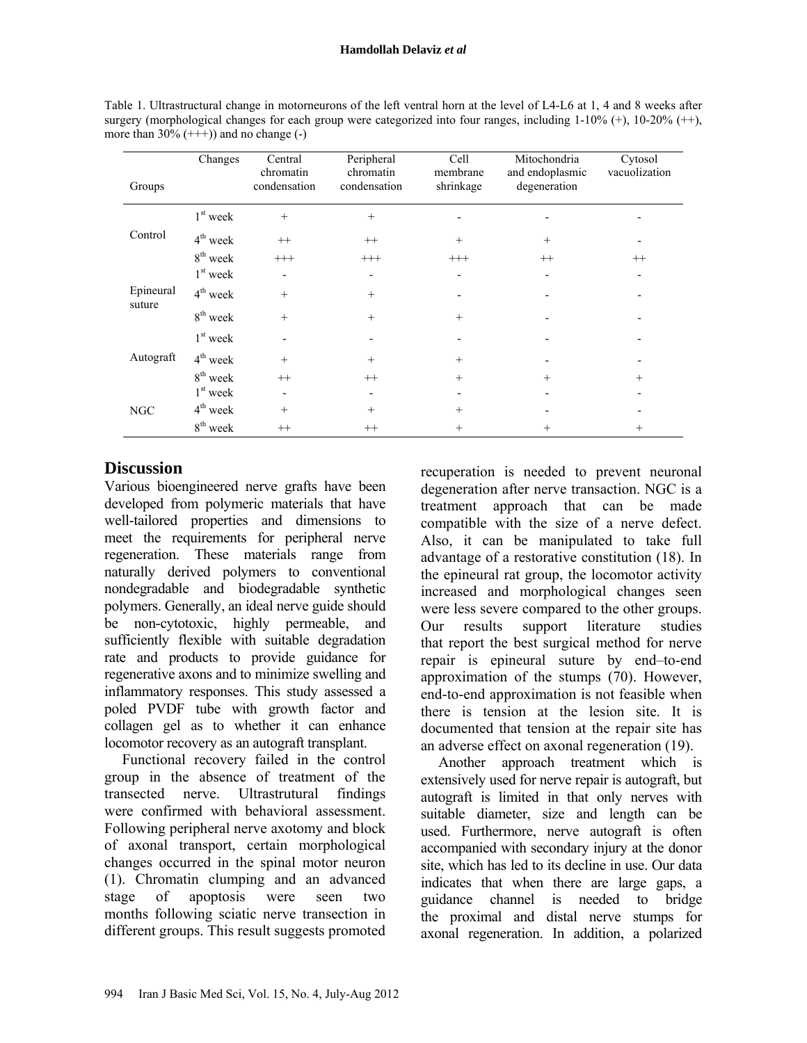Table 1. Ultrastructural change in motorneurons of the left ventral horn at the level of L4-L6 at 1, 4 and 8 weeks after surgery (morphological changes for each group were categorized into four ranges, including 1-10% (+), 10-20% (++), more than 30% (+++)) and no change (-)

| Groups | Changes | Central chromatin condensation | Peripheral chromatin condensation | Cell membrane shrinkage | Mitochondria and endoplasmic degeneration | Cytosol vacuolization |
|---|---|---|---|---|---|---|
| Control | 1st week | + | + | - | - | - |
| | 4th week | ++ | ++ | + | + | - |
| | 8th week | +++ | +++ | +++ | ++ | ++ |
| Epineural suture | 1st week | - | - | - | - | - |
| | 4th week | + | + | - | - | - |
| | 8th week | + | + | + | - | - |
| Autograft | 1st week | - | - | - | - | - |
| | 4th week | + | + | + | - | - |
| | 8th week | ++ | ++ | + | + | + |
| NGC | 1st week | - | - | - | - | - |
| | 4th week | + | + | + | - | - |
| | 8th week | ++ | ++ | + | + | + |

## Discussion

Various bioengineered nerve grafts have been developed from polymeric materials that have well-tailored properties and dimensions to meet the requirements for peripheral nerve regeneration. These materials range from naturally derived polymers to conventional nondegradable and biodegradable synthetic polymers. Generally, an ideal nerve guide should be non-cytotoxic, highly permeable, and sufficiently flexible with suitable degradation rate and products to provide guidance for regenerative axons and to minimize swelling and inflammatory responses. This study assessed a poled PVDF tube with growth factor and collagen gel as to whether it can enhance locomotor recovery as an autograft transplant.

Functional recovery failed in the control group in the absence of treatment of the transected nerve. Ultrastrutural findings were confirmed with behavioral assessment. Following peripheral nerve axotomy and block of axonal transport, certain morphological changes occurred in the spinal motor neuron (1). Chromatin clumping and an advanced stage of apoptosis were seen two months following sciatic nerve transection in different groups. This result suggests promoted recuperation is needed to prevent neuronal degeneration after nerve transaction. NGC is a treatment approach that can be made compatible with the size of a nerve defect. Also, it can be manipulated to take full advantage of a restorative constitution (18). In the epineural rat group, the locomotor activity increased and morphological changes seen were less severe compared to the other groups. Our results support literature studies that report the best surgical method for nerve repair is epineural suture by end–to-end approximation of the stumps (70). However, end-to-end approximation is not feasible when there is tension at the lesion site. It is documented that tension at the repair site has an adverse effect on axonal regeneration (19).

Another approach treatment which is extensively used for nerve repair is autograft, but autograft is limited in that only nerves with suitable diameter, size and length can be used. Furthermore, nerve autograft is often accompanied with secondary injury at the donor site, which has led to its decline in use. Our data indicates that when there are large gaps, a guidance channel is needed to bridge the proximal and distal nerve stumps for axonal regeneration. In addition, a polarized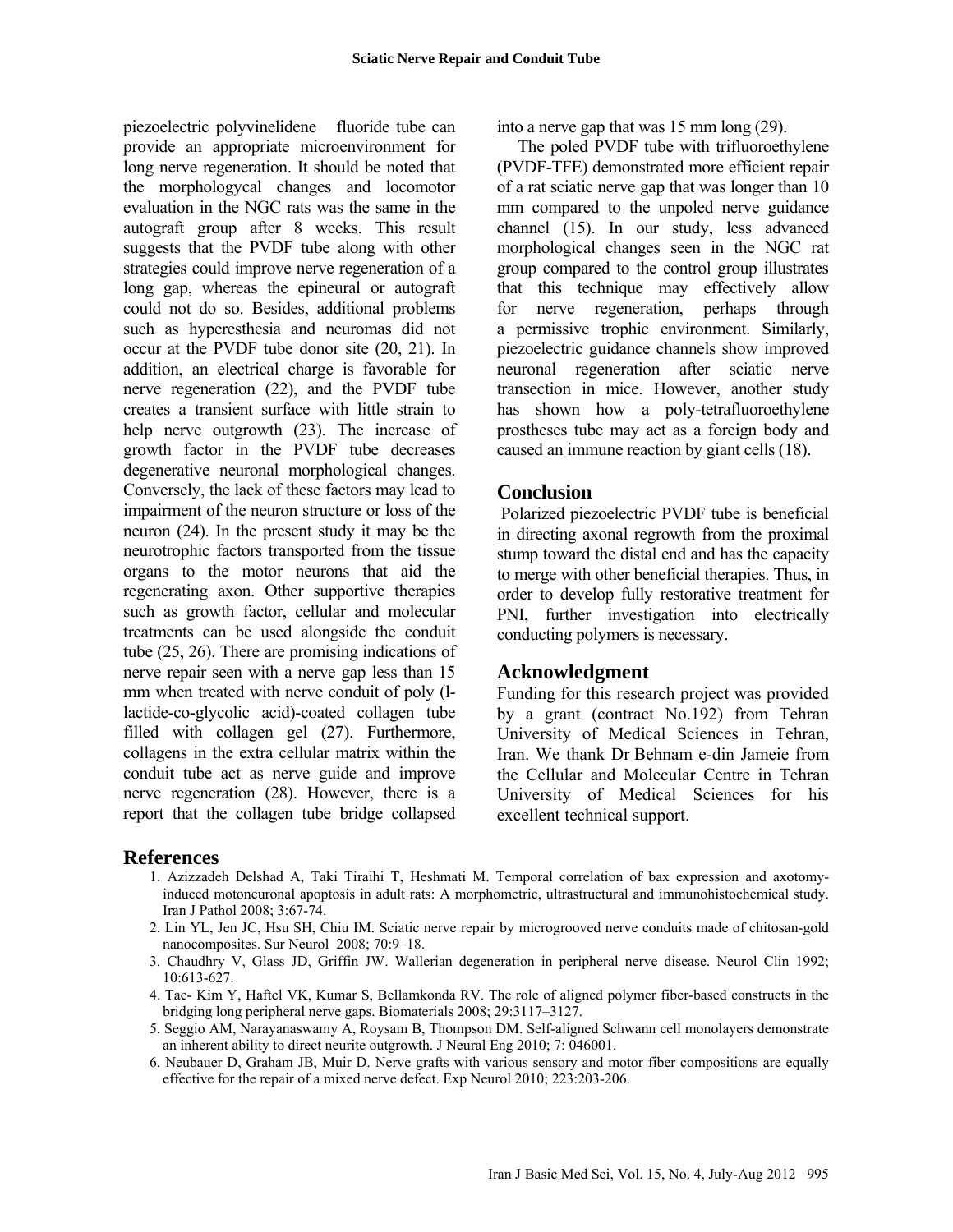piezoelectric polyvinelidene fluoride tube can provide an appropriate microenvironment for long nerve regeneration. It should be noted that the morphologycal changes and locomotor evaluation in the NGC rats was the same in the autograft group after 8 weeks. This result suggests that the PVDF tube along with other strategies could improve nerve regeneration of a long gap, whereas the epineural or autograft could not do so. Besides, additional problems such as hyperesthesia and neuromas did not occur at the PVDF tube donor site (20, 21). In addition, an electrical charge is favorable for nerve regeneration (22), and the PVDF tube creates a transient surface with little strain to help nerve outgrowth (23). The increase of growth factor in the PVDF tube decreases degenerative neuronal morphological changes. Conversely, the lack of these factors may lead to impairment of the neuron structure or loss of the neuron (24). In the present study it may be the neurotrophic factors transported from the tissue organs to the motor neurons that aid the regenerating axon. Other supportive therapies such as growth factor, cellular and molecular treatments can be used alongside the conduit tube (25, 26). There are promising indications of nerve repair seen with a nerve gap less than 15 mm when treated with nerve conduit of poly (l-lactide-co-glycolic acid)-coated collagen tube filled with collagen gel (27). Furthermore, collagens in the extra cellular matrix within the conduit tube act as nerve guide and improve nerve regeneration (28). However, there is a report that the collagen tube bridge collapsed into a nerve gap that was 15 mm long (29).

The poled PVDF tube with trifluoroethylene (PVDF-TFE) demonstrated more efficient repair of a rat sciatic nerve gap that was longer than 10 mm compared to the unpoled nerve guidance channel (15). In our study, less advanced morphological changes seen in the NGC rat group compared to the control group illustrates that this technique may effectively allow for nerve regeneration, perhaps through a permissive trophic environment. Similarly, piezoelectric guidance channels show improved neuronal regeneration after sciatic nerve transection in mice. However, another study has shown how a poly-tetrafluoroethylene prostheses tube may act as a foreign body and caused an immune reaction by giant cells (18).

## Conclusion

Polarized piezoelectric PVDF tube is beneficial in directing axonal regrowth from the proximal stump toward the distal end and has the capacity to merge with other beneficial therapies. Thus, in order to develop fully restorative treatment for PNI, further investigation into electrically conducting polymers is necessary.

## Acknowledgment

Funding for this research project was provided by a grant (contract No.192) from Tehran University of Medical Sciences in Tehran, Iran. We thank Dr Behnam e-din Jameie from the Cellular and Molecular Centre in Tehran University of Medical Sciences for his excellent technical support.

## References

1. Azizzadeh Delshad A, Taki Tiraihi T, Heshmati M. Temporal correlation of bax expression and axotomy-induced motoneuronal apoptosis in adult rats: A morphometric, ultrastructural and immunohistochemical study. Iran J Pathol 2008; 3:67-74.
2. Lin YL, Jen JC, Hsu SH, Chiu IM. Sciatic nerve repair by microgrooved nerve conduits made of chitosan-gold nanocomposites. Sur Neurol 2008; 70:9–18.
3. Chaudhry V, Glass JD, Griffin JW. Wallerian degeneration in peripheral nerve disease. Neurol Clin 1992; 10:613-627.
4. Tae- Kim Y, Haftel VK, Kumar S, Bellamkonda RV. The role of aligned polymer fiber-based constructs in the bridging long peripheral nerve gaps. Biomaterials 2008; 29:3117–3127.
5. Seggio AM, Narayanaswamy A, Roysam B, Thompson DM. Self-aligned Schwann cell monolayers demonstrate an inherent ability to direct neurite outgrowth. J Neural Eng 2010; 7: 046001.
6. Neubauer D, Graham JB, Muir D. Nerve grafts with various sensory and motor fiber compositions are equally effective for the repair of a mixed nerve defect. Exp Neurol 2010; 223:203-206.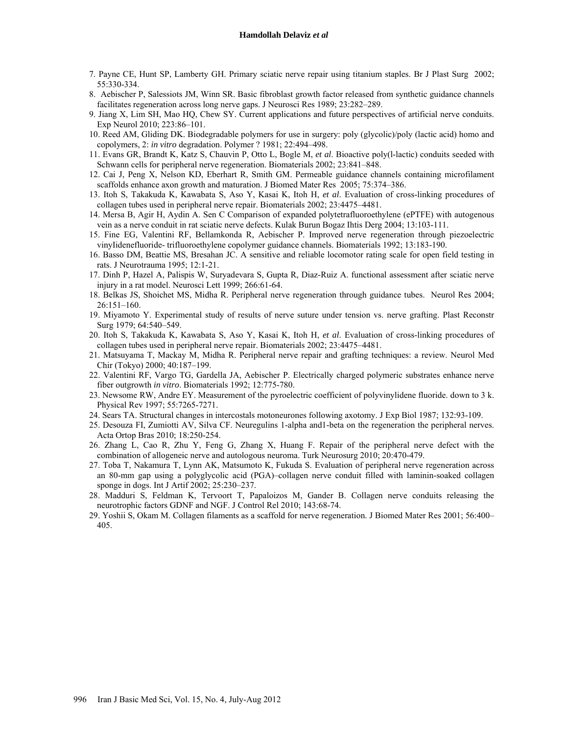7. Payne CE, Hunt SP, Lamberty GH. Primary sciatic nerve repair using titanium staples. Br J Plast Surg 2002; 55:330-334.
8. Aebischer P, Salessiots JM, Winn SR. Basic fibroblast growth factor released from synthetic guidance channels facilitates regeneration across long nerve gaps. J Neurosci Res 1989; 23:282–289.
9. Jiang X, Lim SH, Mao HQ, Chew SY. Current applications and future perspectives of artificial nerve conduits. Exp Neurol 2010; 223:86–101.
10. Reed AM, Gliding DK. Biodegradable polymers for use in surgery: poly (glycolic)/poly (lactic acid) homo and copolymers, 2: *in vitro* degradation. Polymer ? 1981; 22:494–498.
11. Evans GR, Brandt K, Katz S, Chauvin P, Otto L, Bogle M, *et al*. Bioactive poly(l-lactic) conduits seeded with Schwann cells for peripheral nerve regeneration. Biomaterials 2002; 23:841–848.
12. Cai J, Peng X, Nelson KD, Eberhart R, Smith GM. Permeable guidance channels containing microfilament scaffolds enhance axon growth and maturation. J Biomed Mater Res 2005; 75:374–386.
13. Itoh S, Takakuda K, Kawabata S, Aso Y, Kasai K, Itoh H, *et al*. Evaluation of cross-linking procedures of collagen tubes used in peripheral nerve repair. Biomaterials 2002; 23:4475–4481.
14. Mersa B, Agir H, Aydin A. Sen C Comparison of expanded polytetrafluoroethylene (ePTFE) with autogenous vein as a nerve conduit in rat sciatic nerve defects. Kulak Burun Bogaz Ihtis Derg 2004; 13:103-111.
15. Fine EG, Valentini RF, Bellamkonda R, Aebischer P. Improved nerve regeneration through piezoelectric vinyIidenefluoride- trifluoroethylene copolymer guidance channels. Biomaterials 1992; 13:183-190.
16. Basso DM, Beattie MS, Bresahan JC. A sensitive and reliable locomotor rating scale for open field testing in rats. J Neurotrauma 1995; 12:1-21.
17. Dinh P, Hazel A, Palispis W, Suryadevara S, Gupta R, Diaz-Ruiz A. functional assessment after sciatic nerve injury in a rat model. Neurosci Lett 1999; 266:61-64.
18. Belkas JS, Shoichet MS, Midha R. Peripheral nerve regeneration through guidance tubes. Neurol Res 2004; 26:151–160.
19. Miyamoto Y. Experimental study of results of nerve suture under tension vs. nerve grafting. Plast Reconstr Surg 1979; 64:540–549.
20. Itoh S, Takakuda K, Kawabata S, Aso Y, Kasai K, Itoh H, *et al*. Evaluation of cross-linking procedures of collagen tubes used in peripheral nerve repair. Biomaterials 2002; 23:4475–4481.
21. Matsuyama T, Mackay M, Midha R. Peripheral nerve repair and grafting techniques: a review. Neurol Med Chir (Tokyo) 2000; 40:187–199.
22. Valentini RF, Vargo TG, Gardella JA, Aebischer P. Electrically charged polymeric substrates enhance nerve fiber outgrowth *in vitro*. Biomaterials 1992; 12:775-780.
23. Newsome RW, Andre EY. Measurement of the pyroelectric coefficient of polyvinylidene fluoride. down to 3 k. Physical Rev 1997; 55:7265-7271.
24. Sears TA. Structural changes in intercostals motoneurones following axotomy. J Exp Biol 1987; 132:93-109.
25. Desouza FI, Zumiotti AV, Silva CF. Neuregulins 1-alpha and1-beta on the regeneration the peripheral nerves. Acta Ortop Bras 2010; 18:250-254.
26. Zhang L, Cao R, Zhu Y, Feng G, Zhang X, Huang F. Repair of the peripheral nerve defect with the combination of allogeneic nerve and autologous neuroma. Turk Neurosurg 2010; 20:470-479.
27. Toba T, Nakamura T, Lynn AK, Matsumoto K, Fukuda S. Evaluation of peripheral nerve regeneration across an 80-mm gap using a polyglycolic acid (PGA)–collagen nerve conduit filled with laminin-soaked collagen sponge in dogs. Int J Artif 2002; 25:230–237.
28. Madduri S, Feldman K, Tervoort T, Papaloizos M, Gander B. Collagen nerve conduits releasing the neurotrophic factors GDNF and NGF. J Control Rel 2010; 143:68-74.
29. Yoshii S, Okam M. Collagen filaments as a scaffold for nerve regeneration. J Biomed Mater Res 2001; 56:400–405.